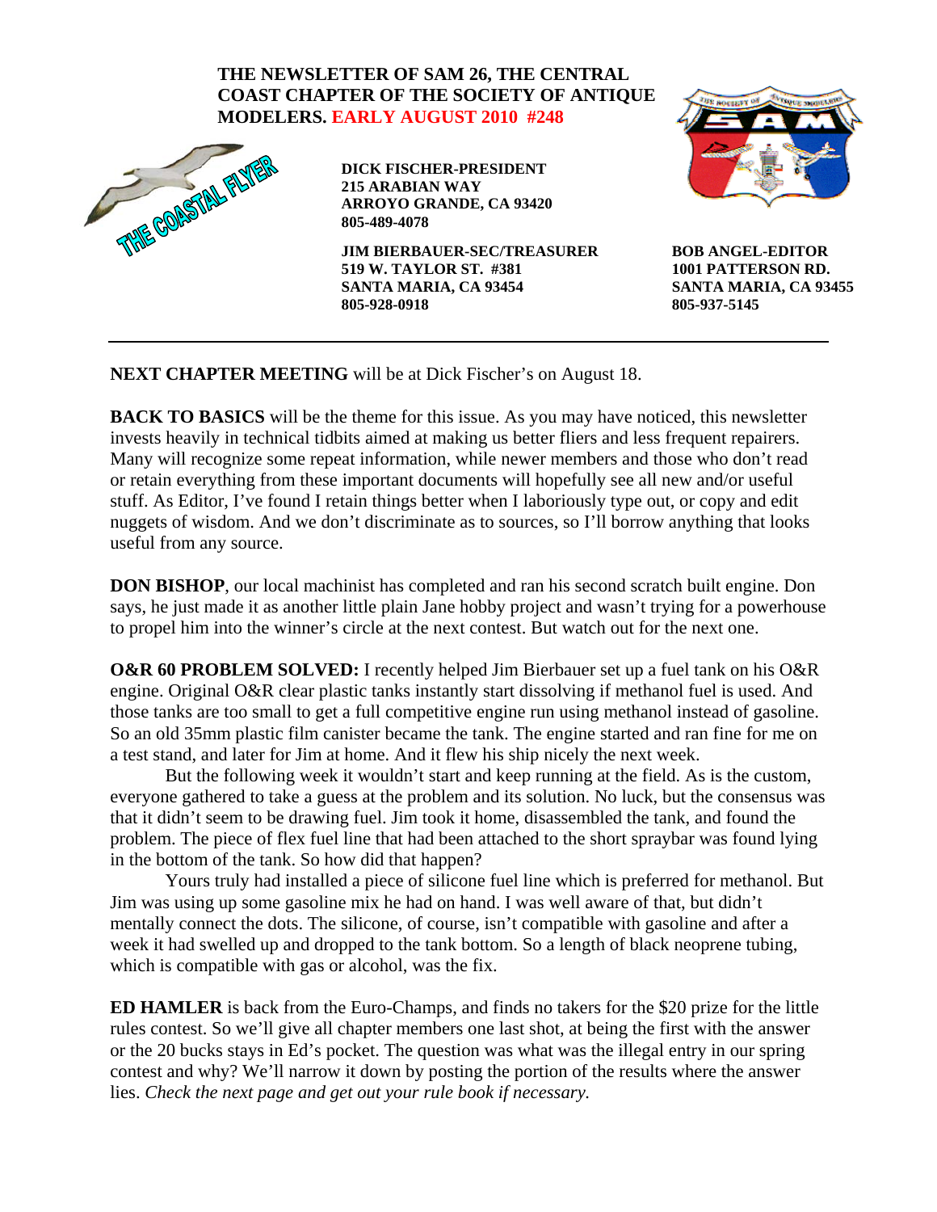**THE NEWSLETTER OF SAM 26, THE CENTRAL COAST CHAPTER OF THE SOCIETY OF ANTIQUE MODELERS. EARLY AUGUST 2010 #248**

THE COASTAL FLYER

**DICK FISCHER-PRESIDENT**
**215 ARABIAN WAY**
**ARROYO GRANDE, CA 93420**
**805-489-4078**

**JIM BIERBAUER-SEC/TREASURER**
**519 W. TAYLOR ST. #381**
**SANTA MARIA, CA 93454**
**805-928-0918**

**BOB ANGEL-EDITOR**
**1001 PATTERSON RD.**
**SANTA MARIA, CA 93455**
**805-937-5145**

---

**NEXT CHAPTER MEETING** will be at Dick Fischer's on August 18.

**BACK TO BASICS** will be the theme for this issue. As you may have noticed, this newsletter invests heavily in technical tidbits aimed at making us better fliers and less frequent repairers. Many will recognize some repeat information, while newer members and those who don't read or retain everything from these important documents will hopefully see all new and/or useful stuff. As Editor, I've found I retain things better when I laboriously type out, or copy and edit nuggets of wisdom. And we don't discriminate as to sources, so I'll borrow anything that looks useful from any source.

**DON BISHOP**, our local machinist has completed and ran his second scratch built engine. Don says, he just made it as another little plain Jane hobby project and wasn't trying for a powerhouse to propel him into the winner's circle at the next contest. But watch out for the next one.

**O&R 60 PROBLEM SOLVED:** I recently helped Jim Bierbauer set up a fuel tank on his O&R engine. Original O&R clear plastic tanks instantly start dissolving if methanol fuel is used. And those tanks are too small to get a full competitive engine run using methanol instead of gasoline. So an old 35mm plastic film canister became the tank. The engine started and ran fine for me on a test stand, and later for Jim at home. And it flew his ship nicely the next week.

But the following week it wouldn't start and keep running at the field. As is the custom, everyone gathered to take a guess at the problem and its solution. No luck, but the consensus was that it didn't seem to be drawing fuel. Jim took it home, disassembled the tank, and found the problem. The piece of flex fuel line that had been attached to the short spraybar was found lying in the bottom of the tank. So how did that happen?

Yours truly had installed a piece of silicone fuel line which is preferred for methanol. But Jim was using up some gasoline mix he had on hand. I was well aware of that, but didn't mentally connect the dots. The silicone, of course, isn't compatible with gasoline and after a week it had swelled up and dropped to the tank bottom. So a length of black neoprene tubing, which is compatible with gas or alcohol, was the fix.

**ED HAMLER** is back from the Euro-Champs, and finds no takers for the $20 prize for the little rules contest. So we'll give all chapter members one last shot, at being the first with the answer or the 20 bucks stays in Ed's pocket. The question was what was the illegal entry in our spring contest and why? We'll narrow it down by posting the portion of the results where the answer lies. *Check the next page and get out your rule book if necessary.*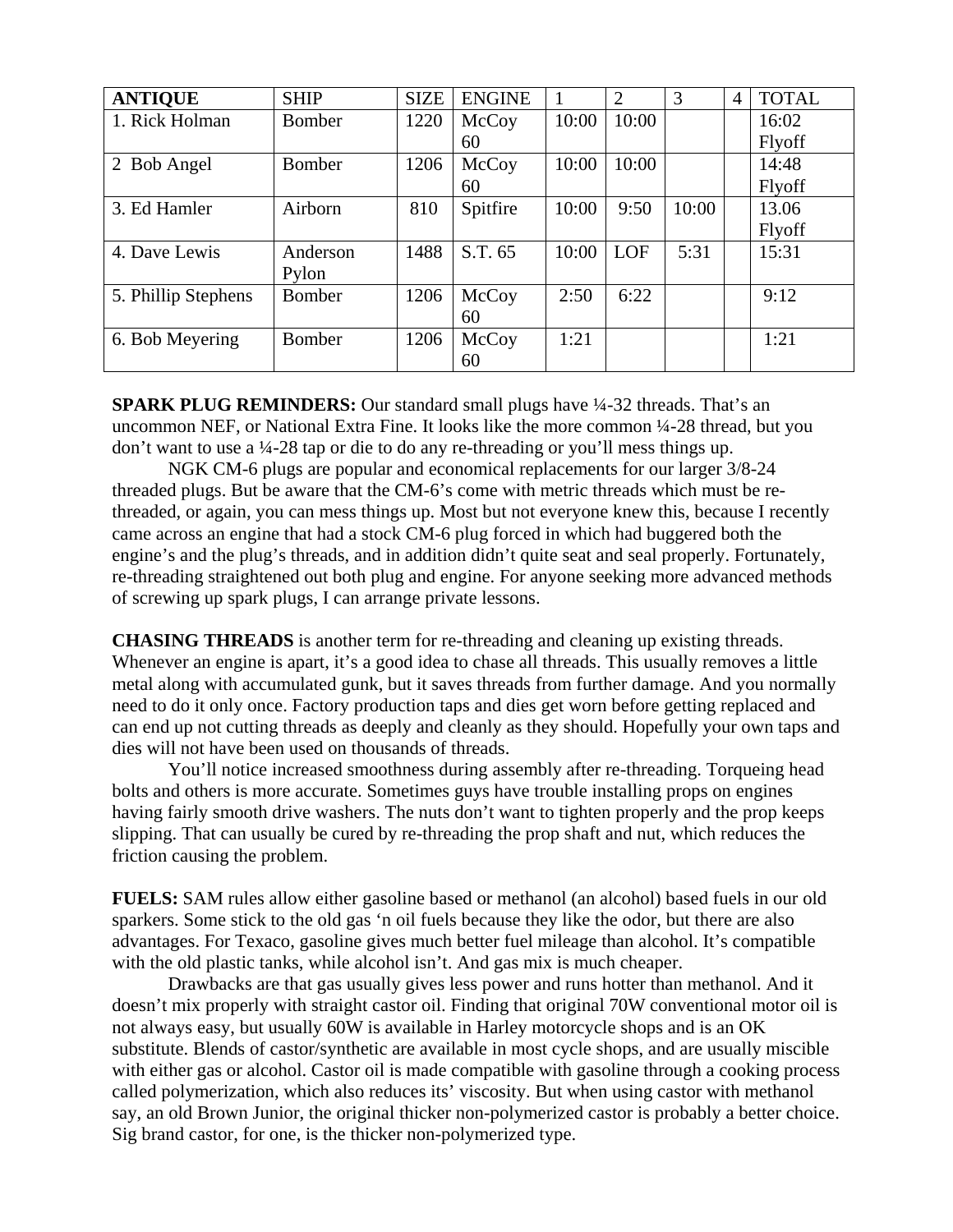| ANTIQUE | SHIP | SIZE | ENGINE | 1 | 2 | 3 | 4 | TOTAL |
|---|---|---|---|---|---|---|---|---|
| 1. Rick Holman | Bomber | 1220 | McCoy 60 | 10:00 | 10:00 | | | 16:02 Flyoff |
| 2 Bob Angel | Bomber | 1206 | McCoy 60 | 10:00 | 10:00 | | | 14:48 Flyoff |
| 3. Ed Hamler | Airborn | 810 | Spitfire | 10:00 | 9:50 | 10:00 | | 13.06 Flyoff |
| 4. Dave Lewis | Anderson Pylon | 1488 | S.T. 65 | 10:00 | LOF | 5:31 | | 15:31 |
| 5. Phillip Stephens | Bomber | 1206 | McCoy 60 | 2:50 | 6:22 | | | 9:12 |
| 6. Bob Meyering | Bomber | 1206 | McCoy 60 | 1:21 | | | | 1:21 |

**SPARK PLUG REMINDERS:** Our standard small plugs have ¼-32 threads. That's an uncommon NEF, or National Extra Fine. It looks like the more common ¼-28 thread, but you don't want to use a ¼-28 tap or die to do any re-threading or you'll mess things up.

NGK CM-6 plugs are popular and economical replacements for our larger 3/8-24 threaded plugs. But be aware that the CM-6's come with metric threads which must be re-threaded, or again, you can mess things up. Most but not everyone knew this, because I recently came across an engine that had a stock CM-6 plug forced in which had buggered both the engine's and the plug's threads, and in addition didn't quite seat and seal properly. Fortunately, re-threading straightened out both plug and engine. For anyone seeking more advanced methods of screwing up spark plugs, I can arrange private lessons.

**CHASING THREADS** is another term for re-threading and cleaning up existing threads. Whenever an engine is apart, it's a good idea to chase all threads. This usually removes a little metal along with accumulated gunk, but it saves threads from further damage. And you normally need to do it only once. Factory production taps and dies get worn before getting replaced and can end up not cutting threads as deeply and cleanly as they should. Hopefully your own taps and dies will not have been used on thousands of threads.

You'll notice increased smoothness during assembly after re-threading. Torqueing head bolts and others is more accurate. Sometimes guys have trouble installing props on engines having fairly smooth drive washers. The nuts don't want to tighten properly and the prop keeps slipping. That can usually be cured by re-threading the prop shaft and nut, which reduces the friction causing the problem.

**FUELS:** SAM rules allow either gasoline based or methanol (an alcohol) based fuels in our old sparkers. Some stick to the old gas 'n oil fuels because they like the odor, but there are also advantages. For Texaco, gasoline gives much better fuel mileage than alcohol. It's compatible with the old plastic tanks, while alcohol isn't. And gas mix is much cheaper.

Drawbacks are that gas usually gives less power and runs hotter than methanol. And it doesn't mix properly with straight castor oil. Finding that original 70W conventional motor oil is not always easy, but usually 60W is available in Harley motorcycle shops and is an OK substitute. Blends of castor/synthetic are available in most cycle shops, and are usually miscible with either gas or alcohol. Castor oil is made compatible with gasoline through a cooking process called polymerization, which also reduces its' viscosity. But when using castor with methanol say, an old Brown Junior, the original thicker non-polymerized castor is probably a better choice. Sig brand castor, for one, is the thicker non-polymerized type.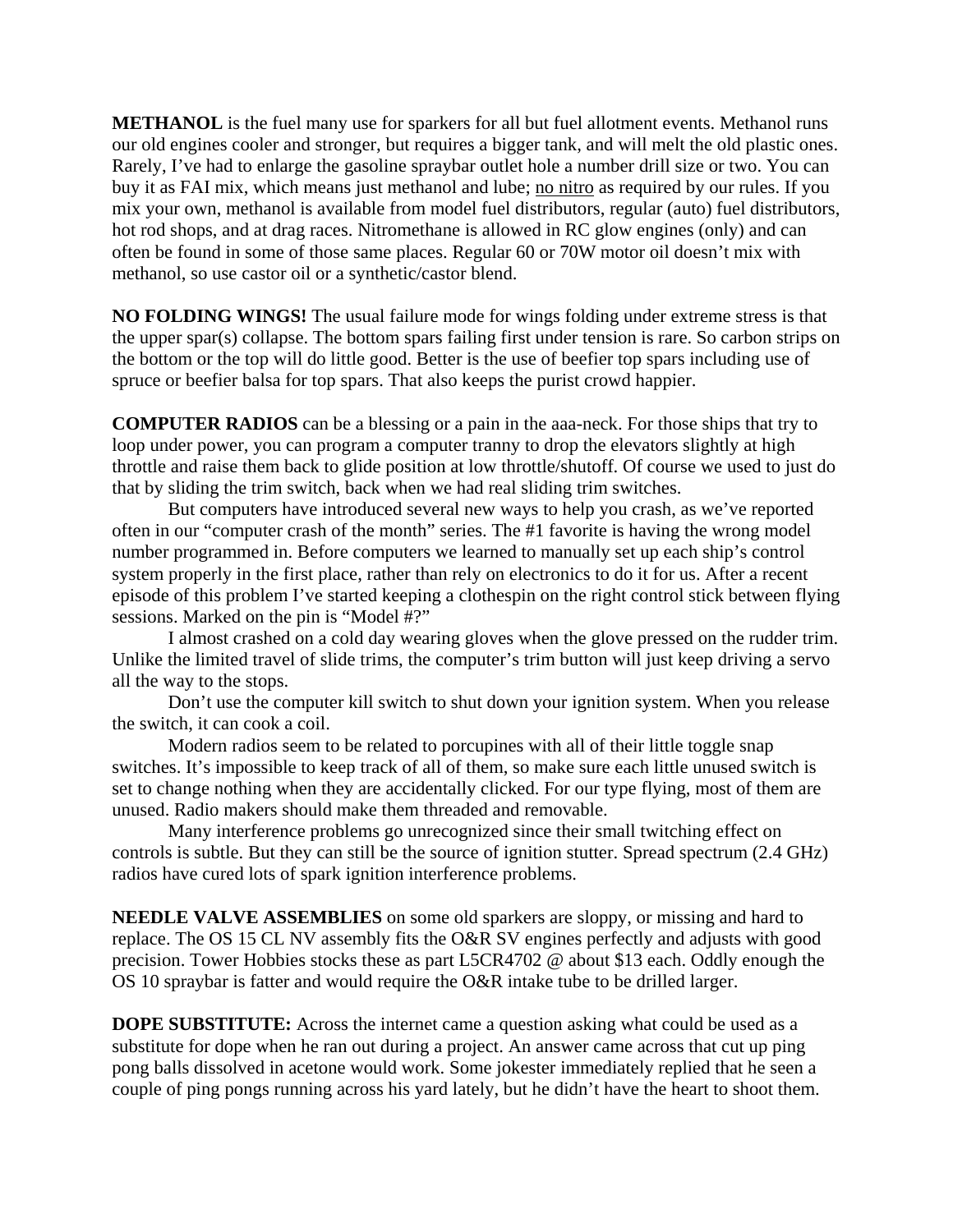**METHANOL** is the fuel many use for sparkers for all but fuel allotment events. Methanol runs our old engines cooler and stronger, but requires a bigger tank, and will melt the old plastic ones. Rarely, I've had to enlarge the gasoline spraybar outlet hole a number drill size or two. You can buy it as FAI mix, which means just methanol and lube; <u>no nitro</u> as required by our rules. If you mix your own, methanol is available from model fuel distributors, regular (auto) fuel distributors, hot rod shops, and at drag races. Nitromethane is allowed in RC glow engines (only) and can often be found in some of those same places. Regular 60 or 70W motor oil doesn't mix with methanol, so use castor oil or a synthetic/castor blend.

**NO FOLDING WINGS!** The usual failure mode for wings folding under extreme stress is that the upper spar(s) collapse. The bottom spars failing first under tension is rare. So carbon strips on the bottom or the top will do little good. Better is the use of beefier top spars including use of spruce or beefier balsa for top spars. That also keeps the purist crowd happier.

**COMPUTER RADIOS** can be a blessing or a pain in the aaa-neck. For those ships that try to loop under power, you can program a computer tranny to drop the elevators slightly at high throttle and raise them back to glide position at low throttle/shutoff. Of course we used to just do that by sliding the trim switch, back when we had real sliding trim switches.

But computers have introduced several new ways to help you crash, as we've reported often in our "computer crash of the month" series. The #1 favorite is having the wrong model number programmed in. Before computers we learned to manually set up each ship's control system properly in the first place, rather than rely on electronics to do it for us. After a recent episode of this problem I've started keeping a clothespin on the right control stick between flying sessions. Marked on the pin is "Model #?"

I almost crashed on a cold day wearing gloves when the glove pressed on the rudder trim. Unlike the limited travel of slide trims, the computer's trim button will just keep driving a servo all the way to the stops.

Don't use the computer kill switch to shut down your ignition system. When you release the switch, it can cook a coil.

Modern radios seem to be related to porcupines with all of their little toggle snap switches. It's impossible to keep track of all of them, so make sure each little unused switch is set to change nothing when they are accidentally clicked. For our type flying, most of them are unused. Radio makers should make them threaded and removable.

Many interference problems go unrecognized since their small twitching effect on controls is subtle. But they can still be the source of ignition stutter. Spread spectrum (2.4 GHz) radios have cured lots of spark ignition interference problems.

**NEEDLE VALVE ASSEMBLIES** on some old sparkers are sloppy, or missing and hard to replace. The OS 15 CL NV assembly fits the O&R SV engines perfectly and adjusts with good precision. Tower Hobbies stocks these as part L5CR4702 @ about $13 each. Oddly enough the OS 10 spraybar is fatter and would require the O&R intake tube to be drilled larger.

**DOPE SUBSTITUTE:** Across the internet came a question asking what could be used as a substitute for dope when he ran out during a project. An answer came across that cut up ping pong balls dissolved in acetone would work. Some jokester immediately replied that he seen a couple of ping pongs running across his yard lately, but he didn't have the heart to shoot them.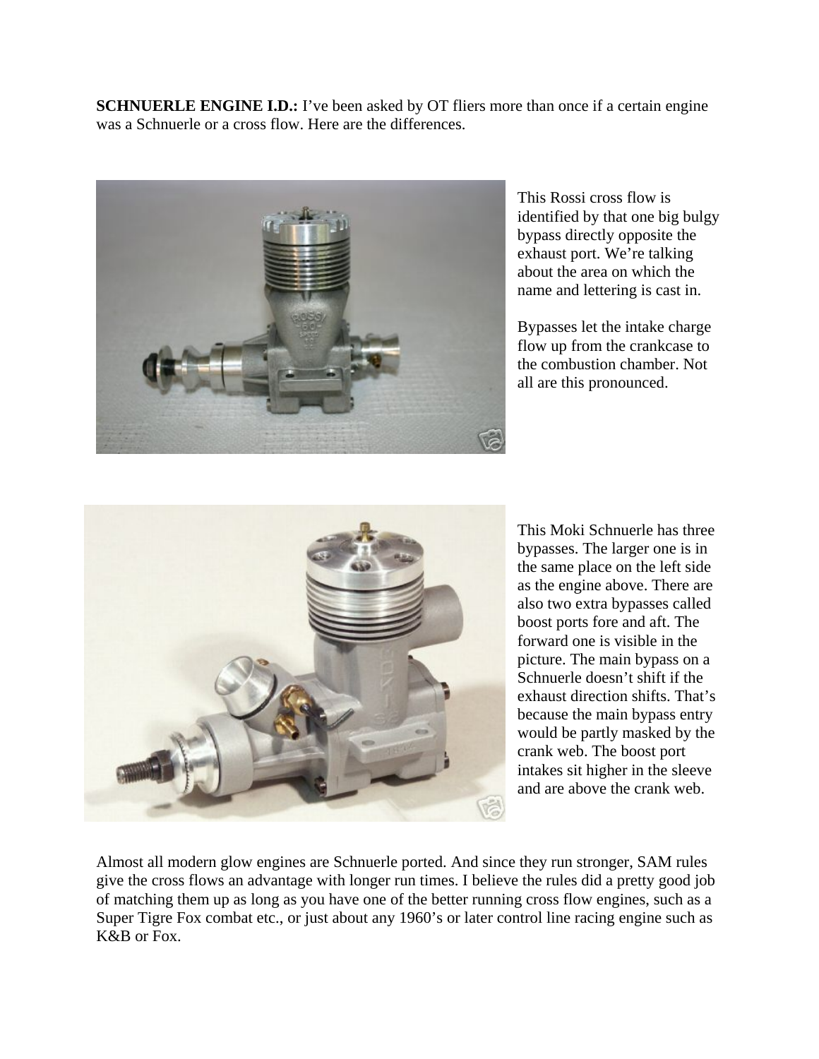**SCHNUERLE ENGINE I.D.:** I've been asked by OT fliers more than once if a certain engine was a Schnuerle or a cross flow. Here are the differences.

This Rossi cross flow is identified by that one big bulgy bypass directly opposite the exhaust port. We're talking about the area on which the name and lettering is cast in.

Bypasses let the intake charge flow up from the crankcase to the combustion chamber. Not all are this pronounced.

This Moki Schnuerle has three bypasses. The larger one is in the same place on the left side as the engine above. There are also two extra bypasses called boost ports fore and aft. The forward one is visible in the picture. The main bypass on a Schnuerle doesn't shift if the exhaust direction shifts. That's because the main bypass entry would be partly masked by the crank web. The boost port intakes sit higher in the sleeve and are above the crank web.

Almost all modern glow engines are Schnuerle ported. And since they run stronger, SAM rules give the cross flows an advantage with longer run times. I believe the rules did a pretty good job of matching them up as long as you have one of the better running cross flow engines, such as a Super Tigre Fox combat etc., or just about any 1960's or later control line racing engine such as K&B or Fox.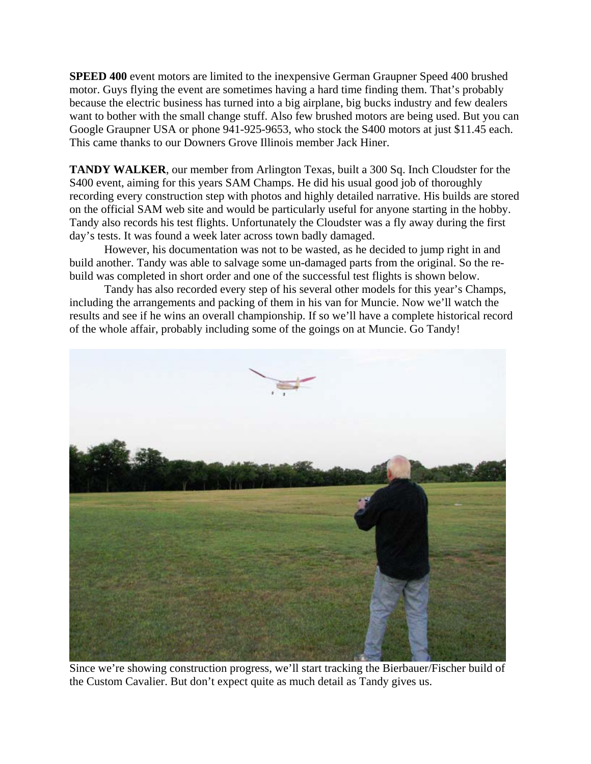**SPEED 400** event motors are limited to the inexpensive German Graupner Speed 400 brushed motor. Guys flying the event are sometimes having a hard time finding them. That's probably because the electric business has turned into a big airplane, big bucks industry and few dealers want to bother with the small change stuff. Also few brushed motors are being used. But you can Google Graupner USA or phone 941-925-9653, who stock the S400 motors at just $11.45 each. This came thanks to our Downers Grove Illinois member Jack Hiner.

**TANDY WALKER**, our member from Arlington Texas, built a 300 Sq. Inch Cloudster for the S400 event, aiming for this years SAM Champs. He did his usual good job of thoroughly recording every construction step with photos and highly detailed narrative. His builds are stored on the official SAM web site and would be particularly useful for anyone starting in the hobby. Tandy also records his test flights. Unfortunately the Cloudster was a fly away during the first day's tests. It was found a week later across town badly damaged.

However, his documentation was not to be wasted, as he decided to jump right in and build another. Tandy was able to salvage some un-damaged parts from the original. So the re-build was completed in short order and one of the successful test flights is shown below.

Tandy has also recorded every step of his several other models for this year's Champs, including the arrangements and packing of them in his van for Muncie. Now we'll watch the results and see if he wins an overall championship. If so we'll have a complete historical record of the whole affair, probably including some of the goings on at Muncie. Go Tandy!

Since we're showing construction progress, we'll start tracking the Bierbauer/Fischer build of the Custom Cavalier. But don't expect quite as much detail as Tandy gives us.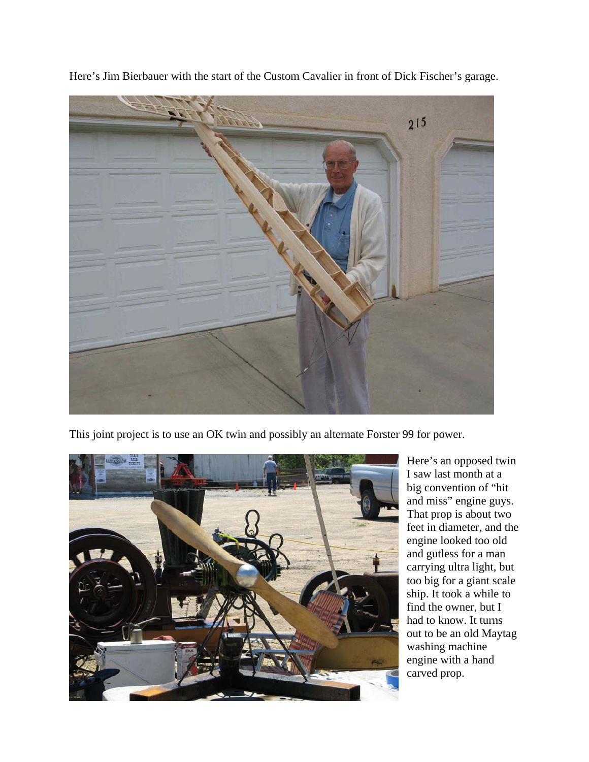Here's Jim Bierbauer with the start of the Custom Cavalier in front of Dick Fischer's garage.

This joint project is to use an OK twin and possibly an alternate Forster 99 for power.

Here's an opposed twin I saw last month at a big convention of "hit and miss" engine guys. That prop is about two feet in diameter, and the engine looked too old and gutless for a man carrying ultra light, but too big for a giant scale ship. It took a while to find the owner, but I had to know. It turns out to be an old Maytag washing machine engine with a hand carved prop.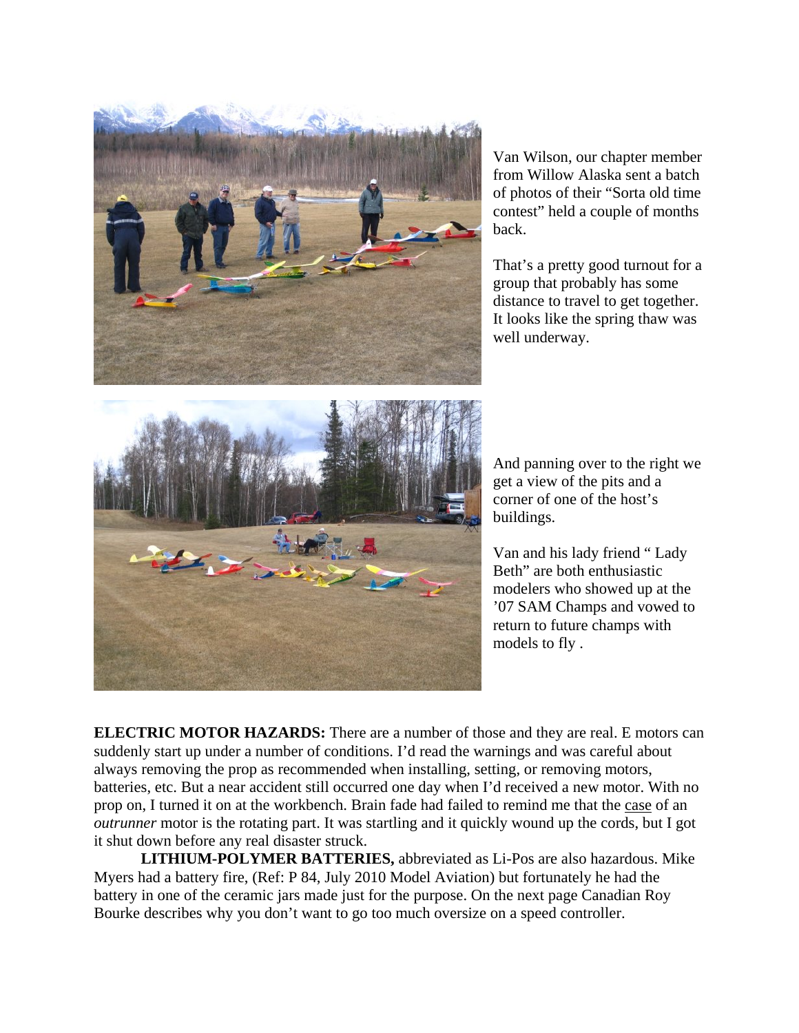Van Wilson, our chapter member from Willow Alaska sent a batch of photos of their "Sorta old time contest" held a couple of months back.

That's a pretty good turnout for a group that probably has some distance to travel to get together. It looks like the spring thaw was well underway.

And panning over to the right we get a view of the pits and a corner of one of the host's buildings.

Van and his lady friend " Lady Beth" are both enthusiastic modelers who showed up at the '07 SAM Champs and vowed to return to future champs with models to fly .

**ELECTRIC MOTOR HAZARDS:** There are a number of those and they are real. E motors can suddenly start up under a number of conditions. I'd read the warnings and was careful about always removing the prop as recommended when installing, setting, or removing motors, batteries, etc. But a near accident still occurred one day when I'd received a new motor. With no prop on, I turned it on at the workbench. Brain fade had failed to remind me that the case of an *outrunner* motor is the rotating part. It was startling and it quickly wound up the cords, but I got it shut down before any real disaster struck.

**LITHIUM-POLYMER BATTERIES,** abbreviated as Li-Pos are also hazardous. Mike Myers had a battery fire, (Ref: P 84, July 2010 Model Aviation) but fortunately he had the battery in one of the ceramic jars made just for the purpose. On the next page Canadian Roy Bourke describes why you don't want to go too much oversize on a speed controller.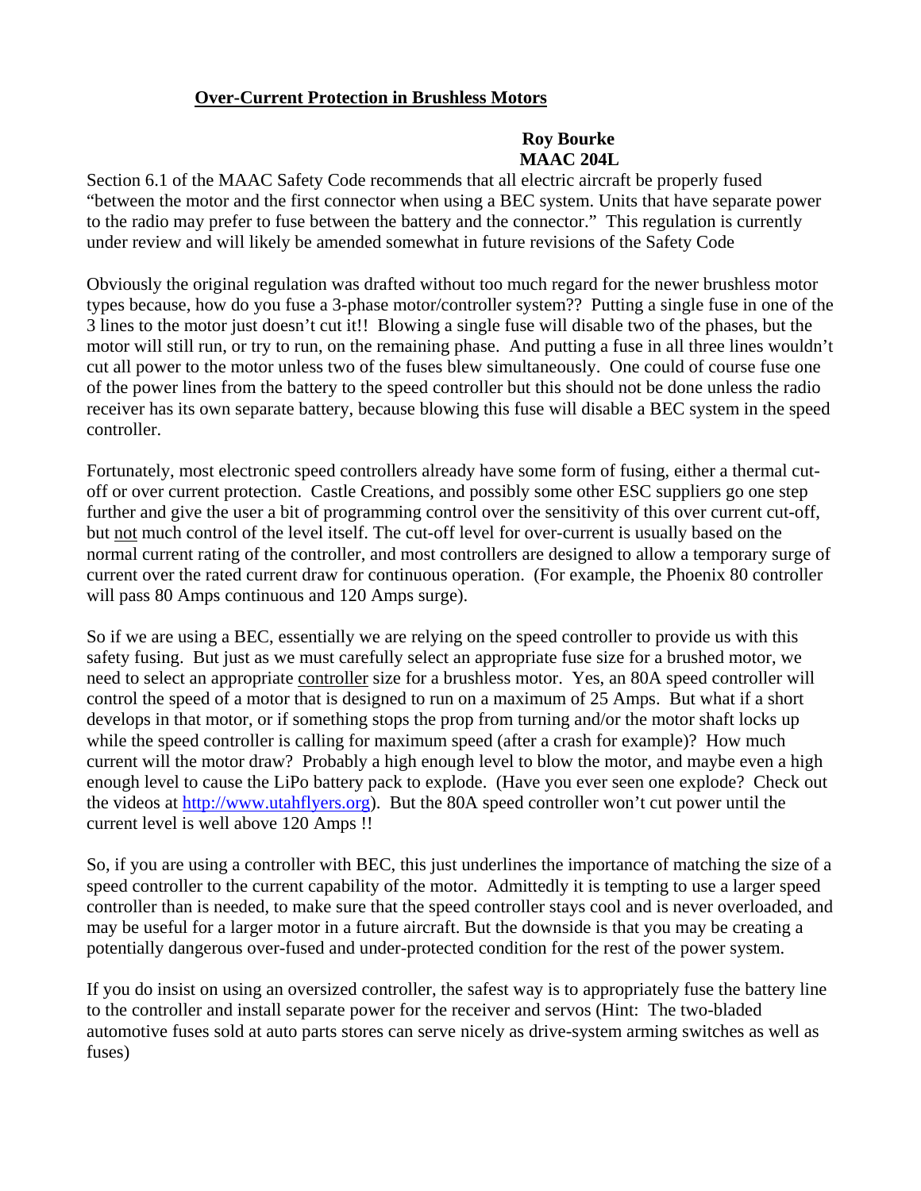## **Over-Current Protection in Brushless Motors**

**Roy Bourke**
**MAAC 204L**

Section 6.1 of the MAAC Safety Code recommends that all electric aircraft be properly fused "between the motor and the first connector when using a BEC system. Units that have separate power to the radio may prefer to fuse between the battery and the connector." This regulation is currently under review and will likely be amended somewhat in future revisions of the Safety Code

Obviously the original regulation was drafted without too much regard for the newer brushless motor types because, how do you fuse a 3-phase motor/controller system?? Putting a single fuse in one of the 3 lines to the motor just doesn't cut it!! Blowing a single fuse will disable two of the phases, but the motor will still run, or try to run, on the remaining phase. And putting a fuse in all three lines wouldn't cut all power to the motor unless two of the fuses blew simultaneously. One could of course fuse one of the power lines from the battery to the speed controller but this should not be done unless the radio receiver has its own separate battery, because blowing this fuse will disable a BEC system in the speed controller.

Fortunately, most electronic speed controllers already have some form of fusing, either a thermal cut-off or over current protection. Castle Creations, and possibly some other ESC suppliers go one step further and give the user a bit of programming control over the sensitivity of this over current cut-off, but not much control of the level itself. The cut-off level for over-current is usually based on the normal current rating of the controller, and most controllers are designed to allow a temporary surge of current over the rated current draw for continuous operation. (For example, the Phoenix 80 controller will pass 80 Amps continuous and 120 Amps surge).

So if we are using a BEC, essentially we are relying on the speed controller to provide us with this safety fusing. But just as we must carefully select an appropriate fuse size for a brushed motor, we need to select an appropriate controller size for a brushless motor. Yes, an 80A speed controller will control the speed of a motor that is designed to run on a maximum of 25 Amps. But what if a short develops in that motor, or if something stops the prop from turning and/or the motor shaft locks up while the speed controller is calling for maximum speed (after a crash for example)? How much current will the motor draw? Probably a high enough level to blow the motor, and maybe even a high enough level to cause the LiPo battery pack to explode. (Have you ever seen one explode? Check out the videos at http://www.utahflyers.org). But the 80A speed controller won't cut power until the current level is well above 120 Amps !!

So, if you are using a controller with BEC, this just underlines the importance of matching the size of a speed controller to the current capability of the motor. Admittedly it is tempting to use a larger speed controller than is needed, to make sure that the speed controller stays cool and is never overloaded, and may be useful for a larger motor in a future aircraft. But the downside is that you may be creating a potentially dangerous over-fused and under-protected condition for the rest of the power system.

If you do insist on using an oversized controller, the safest way is to appropriately fuse the battery line to the controller and install separate power for the receiver and servos (Hint: The two-bladed automotive fuses sold at auto parts stores can serve nicely as drive-system arming switches as well as fuses)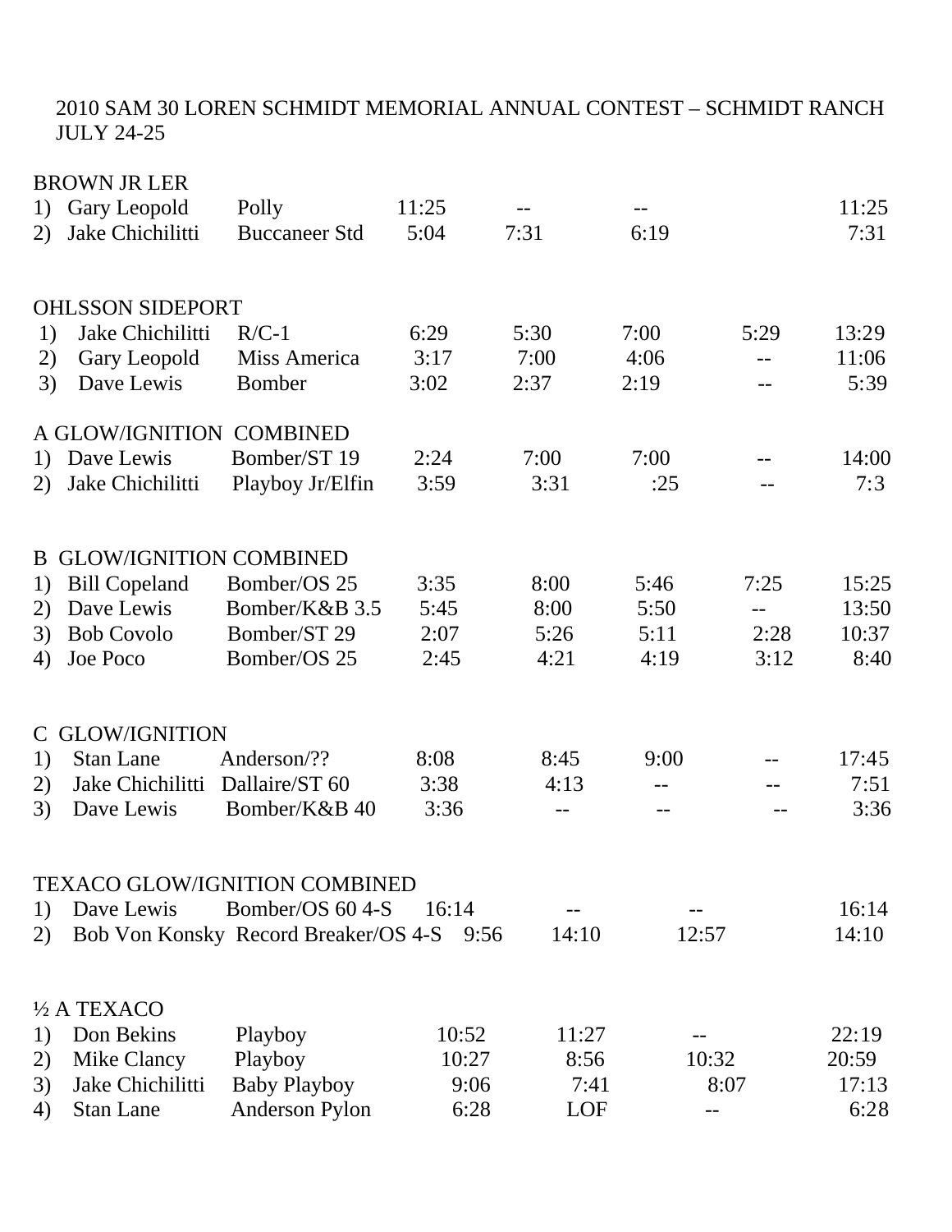2010 SAM 30 LOREN SCHMIDT MEMORIAL ANNUAL CONTEST – SCHMIDT RANCH JULY 24-25

## BROWN JR LER

| | Name | Model | | | | | Total |
|---|---|---|---|---|---|---|---|
| 1) | Gary Leopold | Polly | 11:25 | -- | -- | | 11:25 |
| 2) | Jake Chichilitti | Buccaneer Std | 5:04 | 7:31 | 6:19 | | 7:31 |

## OHLSSON SIDEPORT

| | Name | Model | | | | | Total |
|---|---|---|---|---|---|---|---|
| 1) | Jake Chichilitti | R/C-1 | 6:29 | 5:30 | 7:00 | 5:29 | 13:29 |
| 2) | Gary Leopold | Miss America | 3:17 | 7:00 | 4:06 | -- | 11:06 |
| 3) | Dave Lewis | Bomber | 3:02 | 2:37 | 2:19 | -- | 5:39 |

## A GLOW/IGNITION COMBINED

| | Name | Model | | | | | Total |
|---|---|---|---|---|---|---|---|
| 1) | Dave Lewis | Bomber/ST 19 | 2:24 | 7:00 | 7:00 | -- | 14:00 |
| 2) | Jake Chichilitti | Playboy Jr/Elfin | 3:59 | 3:31 | :25 | -- | 7:3 |

## B GLOW/IGNITION COMBINED

| | Name | Model | | | | | Total |
|---|---|---|---|---|---|---|---|
| 1) | Bill Copeland | Bomber/OS 25 | 3:35 | 8:00 | 5:46 | 7:25 | 15:25 |
| 2) | Dave Lewis | Bomber/K&B 3.5 | 5:45 | 8:00 | 5:50 | -- | 13:50 |
| 3) | Bob Covolo | Bomber/ST 29 | 2:07 | 5:26 | 5:11 | 2:28 | 10:37 |
| 4) | Joe Poco | Bomber/OS 25 | 2:45 | 4:21 | 4:19 | 3:12 | 8:40 |

## C GLOW/IGNITION

| | Name | Model | | | | | Total |
|---|---|---|---|---|---|---|---|
| 1) | Stan Lane | Anderson/?? | 8:08 | 8:45 | 9:00 | -- | 17:45 |
| 2) | Jake Chichilitti | Dallaire/ST 60 | 3:38 | 4:13 | -- | -- | 7:51 |
| 3) | Dave Lewis | Bomber/K&B 40 | 3:36 | -- | -- | -- | 3:36 |

## TEXACO GLOW/IGNITION COMBINED

| | Name | Model | | | | Total |
|---|---|---|---|---|---|---|
| 1) | Dave Lewis | Bomber/OS 60 4-S | 16:14 | -- | -- | 16:14 |
| 2) | Bob Von Konsky | Record Breaker/OS 4-S | 9:56 | 14:10 | 12:57 | 14:10 |

## ½ A TEXACO

| | Name | Model | | | | Total |
|---|---|---|---|---|---|---|
| 1) | Don Bekins | Playboy | 10:52 | 11:27 | -- | 22:19 |
| 2) | Mike Clancy | Playboy | 10:27 | 8:56 | 10:32 | 20:59 |
| 3) | Jake Chichilitti | Baby Playboy | 9:06 | 7:41 | 8:07 | 17:13 |
| 4) | Stan Lane | Anderson Pylon | 6:28 | LOF | -- | 6:28 |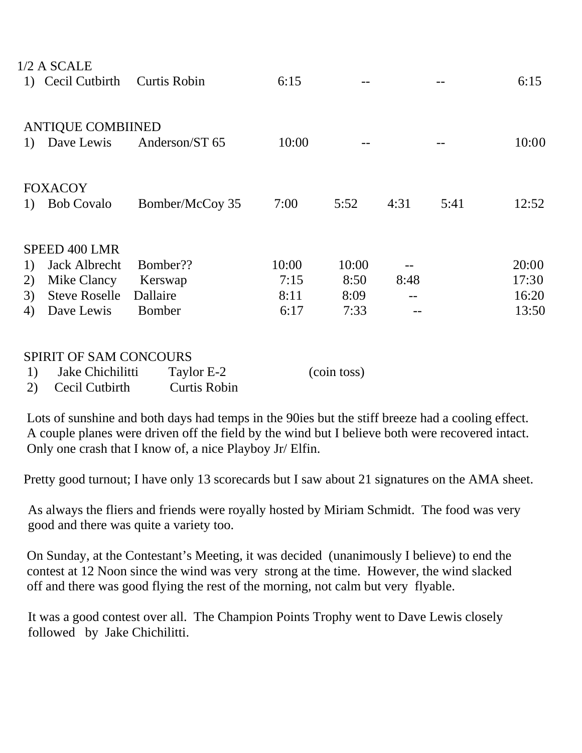1/2 A SCALE

| | | | | | | | |
|---|---|---|---|---|---|---|---|
| 1) | Cecil Cutbirth | Curtis Robin | 6:15 | -- | -- | | 6:15 |

ANTIQUE COMBIINED

| | | | | | | | |
|---|---|---|---|---|---|---|---|
| 1) | Dave Lewis | Anderson/ST 65 | 10:00 | -- | -- | | 10:00 |

FOXACOY

| | | | | | | | |
|---|---|---|---|---|---|---|---|
| 1) | Bob Covalo | Bomber/McCoy 35 | 7:00 | 5:52 | 4:31 | 5:41 | 12:52 |

SPEED 400 LMR

| | | | | | | |
|---|---|---|---|---|---|---|
| 1) | Jack Albrecht | Bomber?? | 10:00 | 10:00 | -- | 20:00 |
| 2) | Mike Clancy | Kerswap | 7:15 | 8:50 | 8:48 | 17:30 |
| 3) | Steve Roselle | Dallaire | 8:11 | 8:09 | -- | 16:20 |
| 4) | Dave Lewis | Bomber | 6:17 | 7:33 | -- | 13:50 |

SPIRIT OF SAM CONCOURS

| | | | |
|---|---|---|---|
| 1) | Jake Chichilitti | Taylor E-2 | (coin toss) |
| 2) | Cecil Cutbirth | Curtis Robin | |

Lots of sunshine and both days had temps in the 90ies but the stiff breeze had a cooling effect. A couple planes were driven off the field by the wind but I believe both were recovered intact. Only one crash that I know of, a nice Playboy Jr/ Elfin.

Pretty good turnout; I have only 13 scorecards but I saw about 21 signatures on the AMA sheet.

As always the fliers and friends were royally hosted by Miriam Schmidt. The food was very good and there was quite a variety too.

On Sunday, at the Contestant's Meeting, it was decided (unanimously I believe) to end the contest at 12 Noon since the wind was very strong at the time. However, the wind slacked off and there was good flying the rest of the morning, not calm but very flyable.

It was a good contest over all. The Champion Points Trophy went to Dave Lewis closely followed by Jake Chichilitti.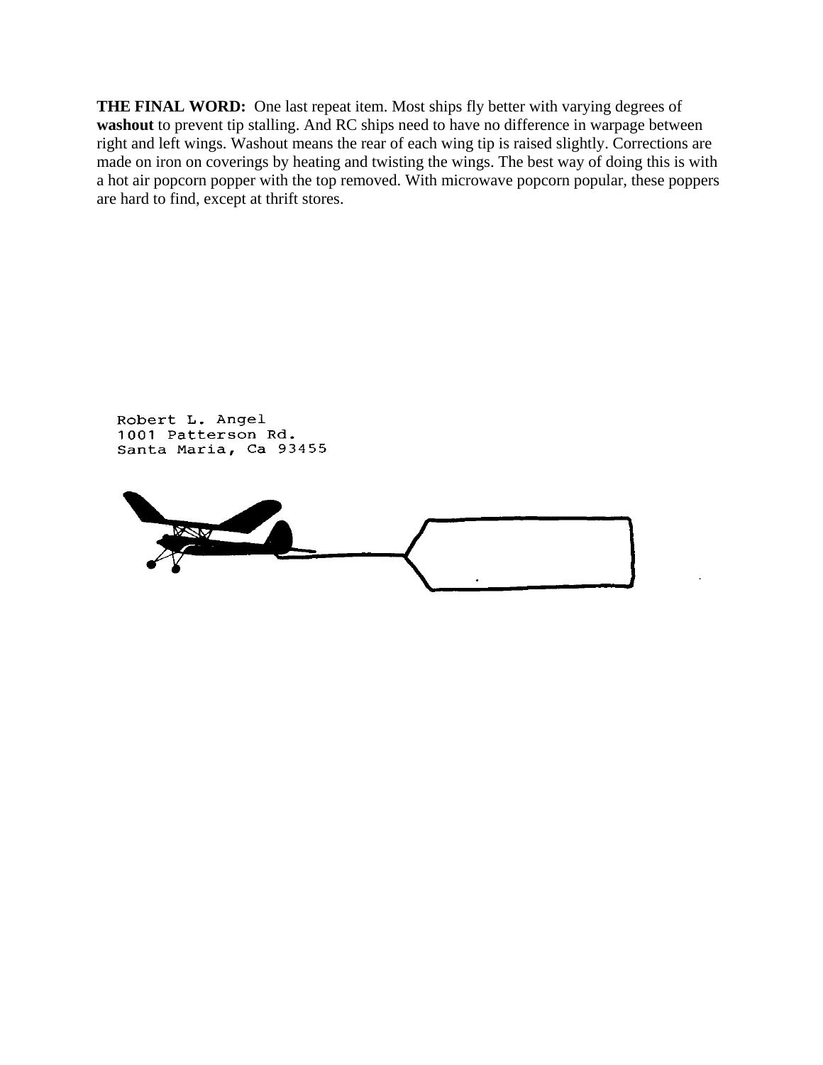**THE FINAL WORD:** One last repeat item. Most ships fly better with varying degrees of **washout** to prevent tip stalling. And RC ships need to have no difference in warpage between right and left wings. Washout means the rear of each wing tip is raised slightly. Corrections are made on iron on coverings by heating and twisting the wings. The best way of doing this is with a hot air popcorn popper with the top removed. With microwave popcorn popular, these poppers are hard to find, except at thrift stores.

Robert L. Angel
1001 Patterson Rd.
Santa Maria, Ca 93455